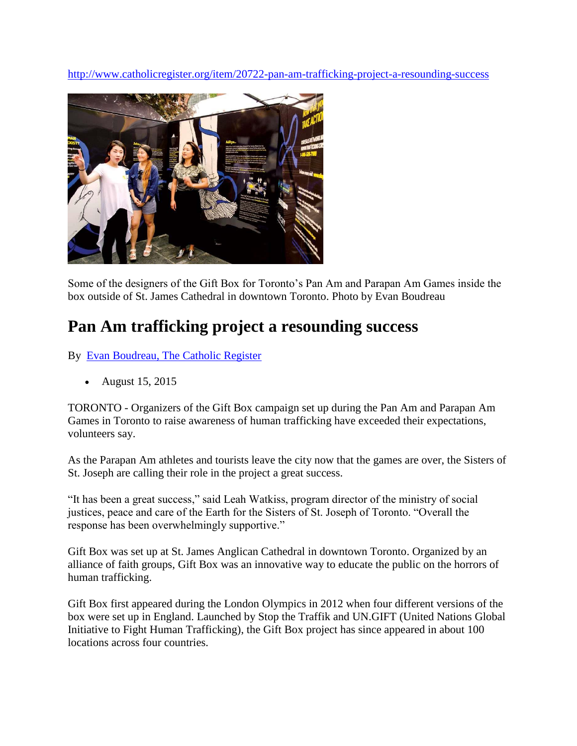http://www.catholicregister.org/item/20722-pan-am-trafficking-project-a-resounding-success

Some of the designers of the Gift Box for Toronto's Pan Am and Parapan Am Games inside the box outside of St. James Cathedral in downtown Toronto. Photo by Evan Boudreau

# Pan Am trafficking project a resounding success

By Evan Boudreau, The Catholic Register

- August 15, 2015

TORONTO - Organizers of the Gift Box campaign set up during the Pan Am and Parapan Am Games in Toronto to raise awareness of human trafficking have exceeded their expectations, volunteers say.

As the Parapan Am athletes and tourists leave the city now that the games are over, the Sisters of St. Joseph are calling their role in the project a great success.

"It has been a great success," said Leah Watkiss, program director of the ministry of social justices, peace and care of the Earth for the Sisters of St. Joseph of Toronto. "Overall the response has been overwhelmingly supportive."

Gift Box was set up at St. James Anglican Cathedral in downtown Toronto. Organized by an alliance of faith groups, Gift Box was an innovative way to educate the public on the horrors of human trafficking.

Gift Box first appeared during the London Olympics in 2012 when four different versions of the box were set up in England. Launched by Stop the Traffik and UN.GIFT (United Nations Global Initiative to Fight Human Trafficking), the Gift Box project has since appeared in about 100 locations across four countries.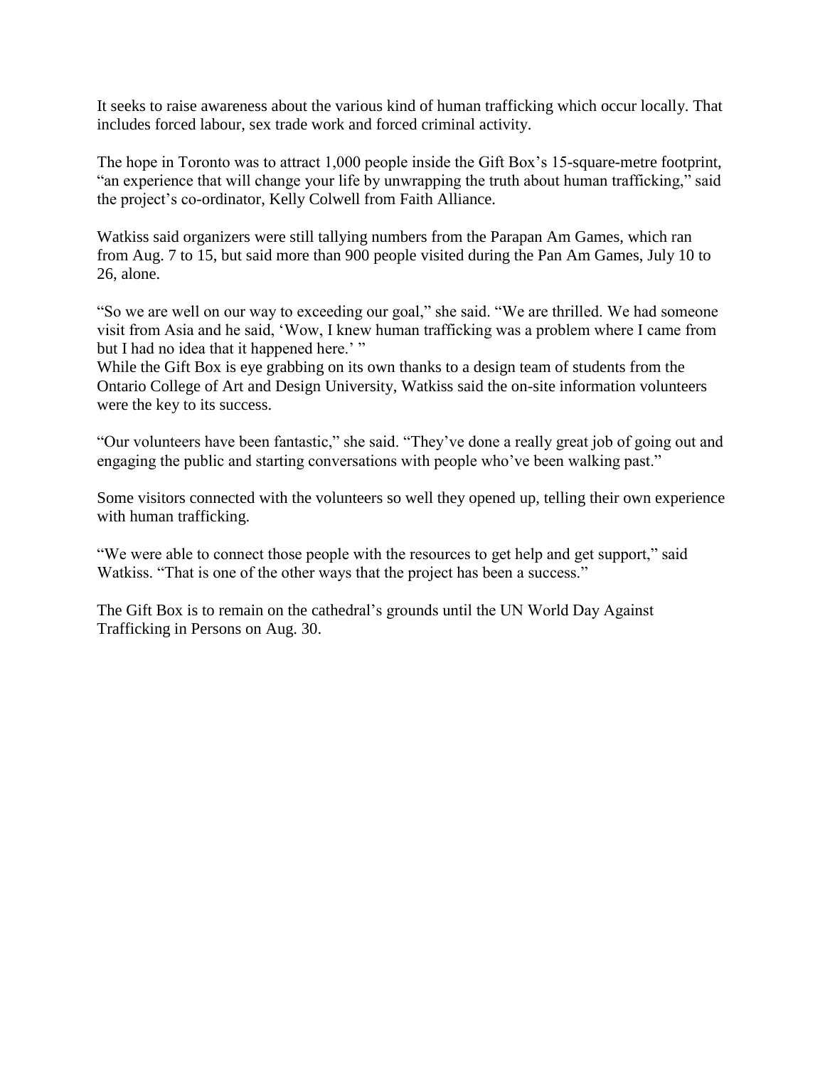It seeks to raise awareness about the various kind of human trafficking which occur locally. That includes forced labour, sex trade work and forced criminal activity.

The hope in Toronto was to attract 1,000 people inside the Gift Box's 15-square-metre footprint, "an experience that will change your life by unwrapping the truth about human trafficking," said the project's co-ordinator, Kelly Colwell from Faith Alliance.

Watkiss said organizers were still tallying numbers from the Parapan Am Games, which ran from Aug. 7 to 15, but said more than 900 people visited during the Pan Am Games, July 10 to 26, alone.

"So we are well on our way to exceeding our goal," she said. "We are thrilled. We had someone visit from Asia and he said, 'Wow, I knew human trafficking was a problem where I came from but I had no idea that it happened here.' "

While the Gift Box is eye grabbing on its own thanks to a design team of students from the Ontario College of Art and Design University, Watkiss said the on-site information volunteers were the key to its success.

"Our volunteers have been fantastic," she said. "They've done a really great job of going out and engaging the public and starting conversations with people who've been walking past."

Some visitors connected with the volunteers so well they opened up, telling their own experience with human trafficking.

"We were able to connect those people with the resources to get help and get support," said Watkiss. "That is one of the other ways that the project has been a success."

The Gift Box is to remain on the cathedral's grounds until the UN World Day Against Trafficking in Persons on Aug. 30.